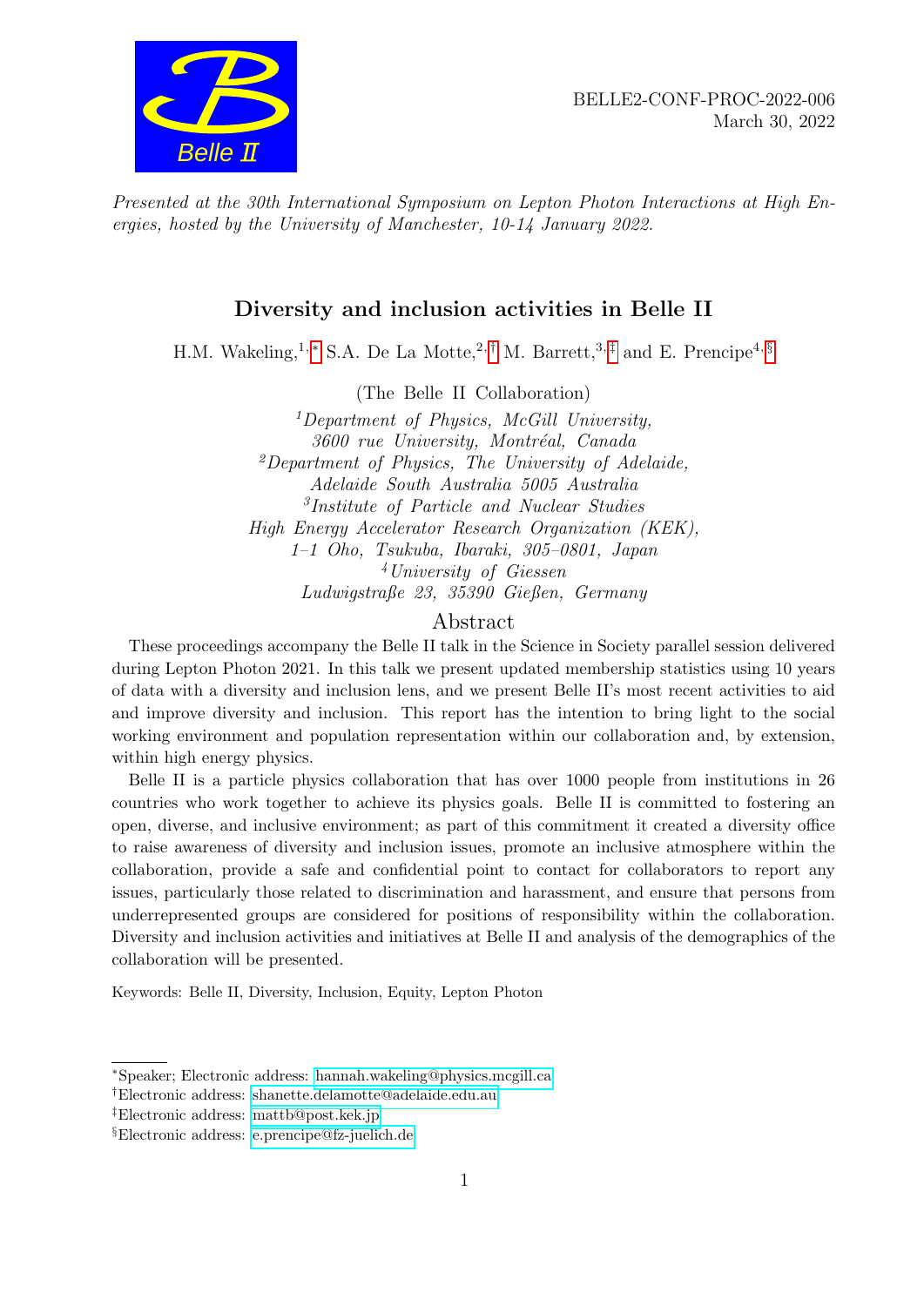BELLE2-CONF-PROC-2022-006
March 30, 2022

*Presented at the 30th International Symposium on Lepton Photon Interactions at High Energies, hosted by the University of Manchester, 10-14 January 2022.*

# Diversity and inclusion activities in Belle II

H.M. Wakeling,[1,*] S.A. De La Motte,[2,†] M. Barrett,[3,‡] and E. Prencipe[4,§]

(The Belle II Collaboration)

[1]*Department of Physics, McGill University, 3600 rue University, Montréal, Canada*
[2]*Department of Physics, The University of Adelaide, Adelaide South Australia 5005 Australia*
[3]*Institute of Particle and Nuclear Studies High Energy Accelerator Research Organization (KEK), 1–1 Oho, Tsukuba, Ibaraki, 305–0801, Japan*
[4]*University of Giessen Ludwigstraße 23, 35390 Gießen, Germany*

## Abstract

These proceedings accompany the Belle II talk in the Science in Society parallel session delivered during Lepton Photon 2021. In this talk we present updated membership statistics using 10 years of data with a diversity and inclusion lens, and we present Belle II's most recent activities to aid and improve diversity and inclusion. This report has the intention to bring light to the social working environment and population representation within our collaboration and, by extension, within high energy physics.

Belle II is a particle physics collaboration that has over 1000 people from institutions in 26 countries who work together to achieve its physics goals. Belle II is committed to fostering an open, diverse, and inclusive environment; as part of this commitment it created a diversity office to raise awareness of diversity and inclusion issues, promote an inclusive atmosphere within the collaboration, provide a safe and confidential point to contact for collaborators to report any issues, particularly those related to discrimination and harassment, and ensure that persons from underrepresented groups are considered for positions of responsibility within the collaboration. Diversity and inclusion activities and initiatives at Belle II and analysis of the demographics of the collaboration will be presented.

Keywords: Belle II, Diversity, Inclusion, Equity, Lepton Photon

---

*Speaker; Electronic address: hannah.wakeling@physics.mcgill.ca
†Electronic address: shanette.delamotte@adelaide.edu.au
‡Electronic address: mattb@post.kek.jp
§Electronic address: e.prencipe@fz-juelich.de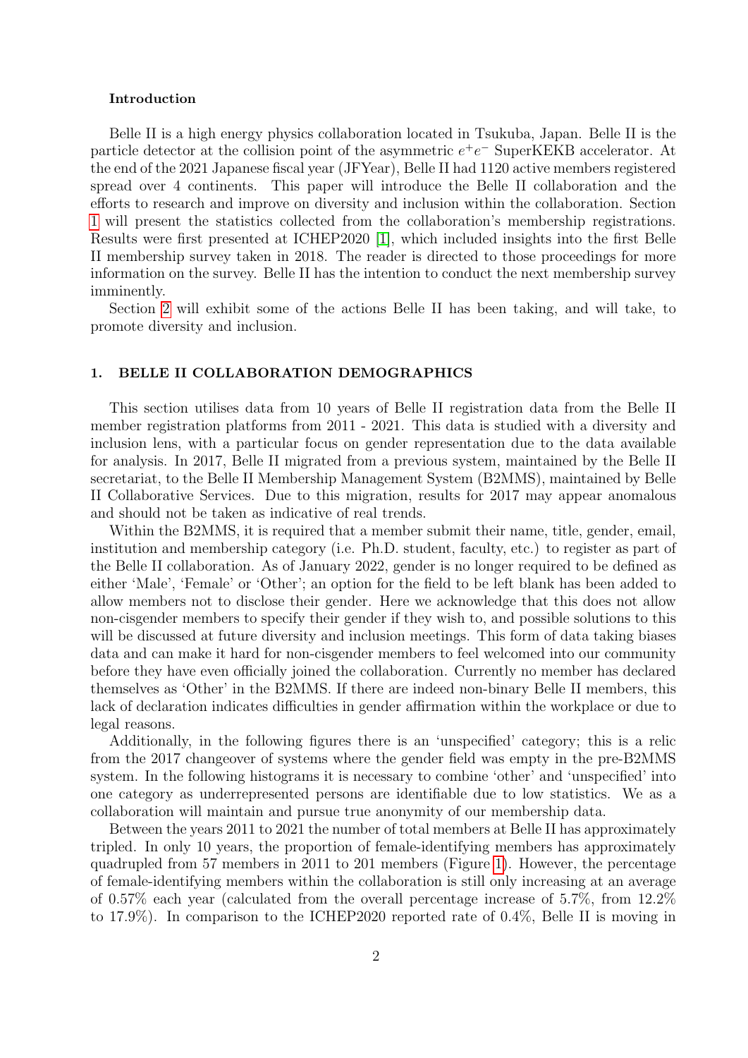**Introduction**

Belle II is a high energy physics collaboration located in Tsukuba, Japan. Belle II is the particle detector at the collision point of the asymmetric $e^+e^-$ SuperKEKB accelerator. At the end of the 2021 Japanese fiscal year (JFYear), Belle II had 1120 active members registered spread over 4 continents. This paper will introduce the Belle II collaboration and the efforts to research and improve on diversity and inclusion within the collaboration. Section 1 will present the statistics collected from the collaboration's membership registrations. Results were first presented at ICHEP2020 [1], which included insights into the first Belle II membership survey taken in 2018. The reader is directed to those proceedings for more information on the survey. Belle II has the intention to conduct the next membership survey imminently.

Section 2 will exhibit some of the actions Belle II has been taking, and will take, to promote diversity and inclusion.

## 1. BELLE II COLLABORATION DEMOGRAPHICS

This section utilises data from 10 years of Belle II registration data from the Belle II member registration platforms from 2011 - 2021. This data is studied with a diversity and inclusion lens, with a particular focus on gender representation due to the data available for analysis. In 2017, Belle II migrated from a previous system, maintained by the Belle II secretariat, to the Belle II Membership Management System (B2MMS), maintained by Belle II Collaborative Services. Due to this migration, results for 2017 may appear anomalous and should not be taken as indicative of real trends.

Within the B2MMS, it is required that a member submit their name, title, gender, email, institution and membership category (i.e. Ph.D. student, faculty, etc.) to register as part of the Belle II collaboration. As of January 2022, gender is no longer required to be defined as either 'Male', 'Female' or 'Other'; an option for the field to be left blank has been added to allow members not to disclose their gender. Here we acknowledge that this does not allow non-cisgender members to specify their gender if they wish to, and possible solutions to this will be discussed at future diversity and inclusion meetings. This form of data taking biases data and can make it hard for non-cisgender members to feel welcomed into our community before they have even officially joined the collaboration. Currently no member has declared themselves as 'Other' in the B2MMS. If there are indeed non-binary Belle II members, this lack of declaration indicates difficulties in gender affirmation within the workplace or due to legal reasons.

Additionally, in the following figures there is an 'unspecified' category; this is a relic from the 2017 changeover of systems where the gender field was empty in the pre-B2MMS system. In the following histograms it is necessary to combine 'other' and 'unspecified' into one category as underrepresented persons are identifiable due to low statistics. We as a collaboration will maintain and pursue true anonymity of our membership data.

Between the years 2011 to 2021 the number of total members at Belle II has approximately tripled. In only 10 years, the proportion of female-identifying members has approximately quadrupled from 57 members in 2011 to 201 members (Figure 1). However, the percentage of female-identifying members within the collaboration is still only increasing at an average of 0.57% each year (calculated from the overall percentage increase of 5.7%, from 12.2% to 17.9%). In comparison to the ICHEP2020 reported rate of 0.4%, Belle II is moving in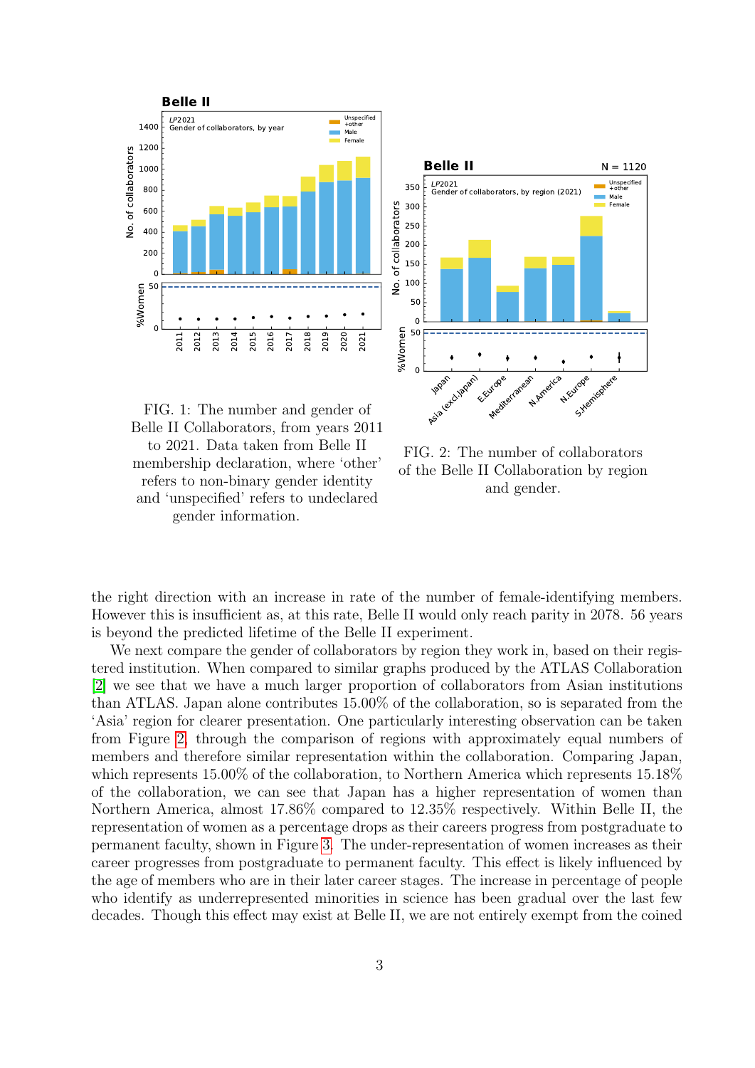FIG. 1: The number and gender of Belle II Collaborators, from years 2011 to 2021. Data taken from Belle II membership declaration, where 'other' refers to non-binary gender identity and 'unspecified' refers to undeclared gender information.

FIG. 2: The number of collaborators of the Belle II Collaboration by region and gender.

the right direction with an increase in rate of the number of female-identifying members. However this is insufficient as, at this rate, Belle II would only reach parity in 2078. 56 years is beyond the predicted lifetime of the Belle II experiment.

We next compare the gender of collaborators by region they work in, based on their registered institution. When compared to similar graphs produced by the ATLAS Collaboration [2] we see that we have a much larger proportion of collaborators from Asian institutions than ATLAS. Japan alone contributes 15.00% of the collaboration, so is separated from the 'Asia' region for clearer presentation. One particularly interesting observation can be taken from Figure 2, through the comparison of regions with approximately equal numbers of members and therefore similar representation within the collaboration. Comparing Japan, which represents 15.00% of the collaboration, to Northern America which represents 15.18% of the collaboration, we can see that Japan has a higher representation of women than Northern America, almost 17.86% compared to 12.35% respectively. Within Belle II, the representation of women as a percentage drops as their careers progress from postgraduate to permanent faculty, shown in Figure 3. The under-representation of women increases as their career progresses from postgraduate to permanent faculty. This effect is likely influenced by the age of members who are in their later career stages. The increase in percentage of people who identify as underrepresented minorities in science has been gradual over the last few decades. Though this effect may exist at Belle II, we are not entirely exempt from the coined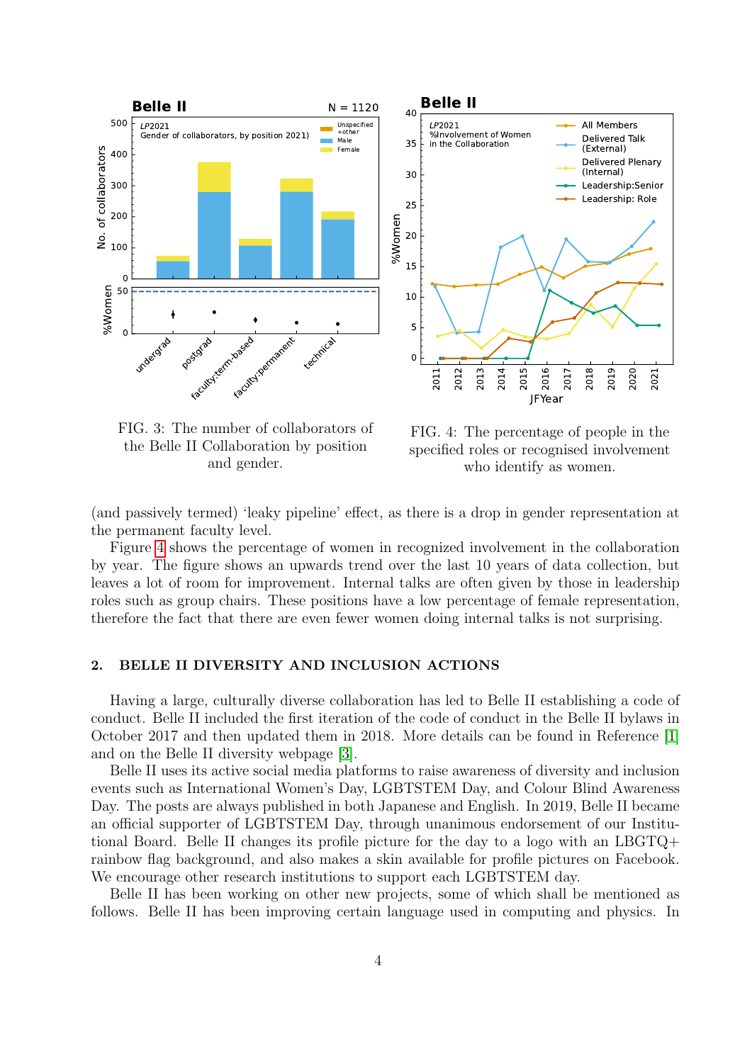FIG. 3: The number of collaborators of the Belle II Collaboration by position and gender.

FIG. 4: The percentage of people in the specified roles or recognised involvement who identify as women.

(and passively termed) 'leaky pipeline' effect, as there is a drop in gender representation at the permanent faculty level.

Figure 4 shows the percentage of women in recognized involvement in the collaboration by year. The figure shows an upwards trend over the last 10 years of data collection, but leaves a lot of room for improvement. Internal talks are often given by those in leadership roles such as group chairs. These positions have a low percentage of female representation, therefore the fact that there are even fewer women doing internal talks is not surprising.

## 2. BELLE II DIVERSITY AND INCLUSION ACTIONS

Having a large, culturally diverse collaboration has led to Belle II establishing a code of conduct. Belle II included the first iteration of the code of conduct in the Belle II bylaws in October 2017 and then updated them in 2018. More details can be found in Reference [1] and on the Belle II diversity webpage [3].

Belle II uses its active social media platforms to raise awareness of diversity and inclusion events such as International Women's Day, LGBTSTEM Day, and Colour Blind Awareness Day. The posts are always published in both Japanese and English. In 2019, Belle II became an official supporter of LGBTSTEM Day, through unanimous endorsement of our Institutional Board. Belle II changes its profile picture for the day to a logo with an LBGTQ+ rainbow flag background, and also makes a skin available for profile pictures on Facebook. We encourage other research institutions to support each LGBTSTEM day.

Belle II has been working on other new projects, some of which shall be mentioned as follows. Belle II has been improving certain language used in computing and physics. In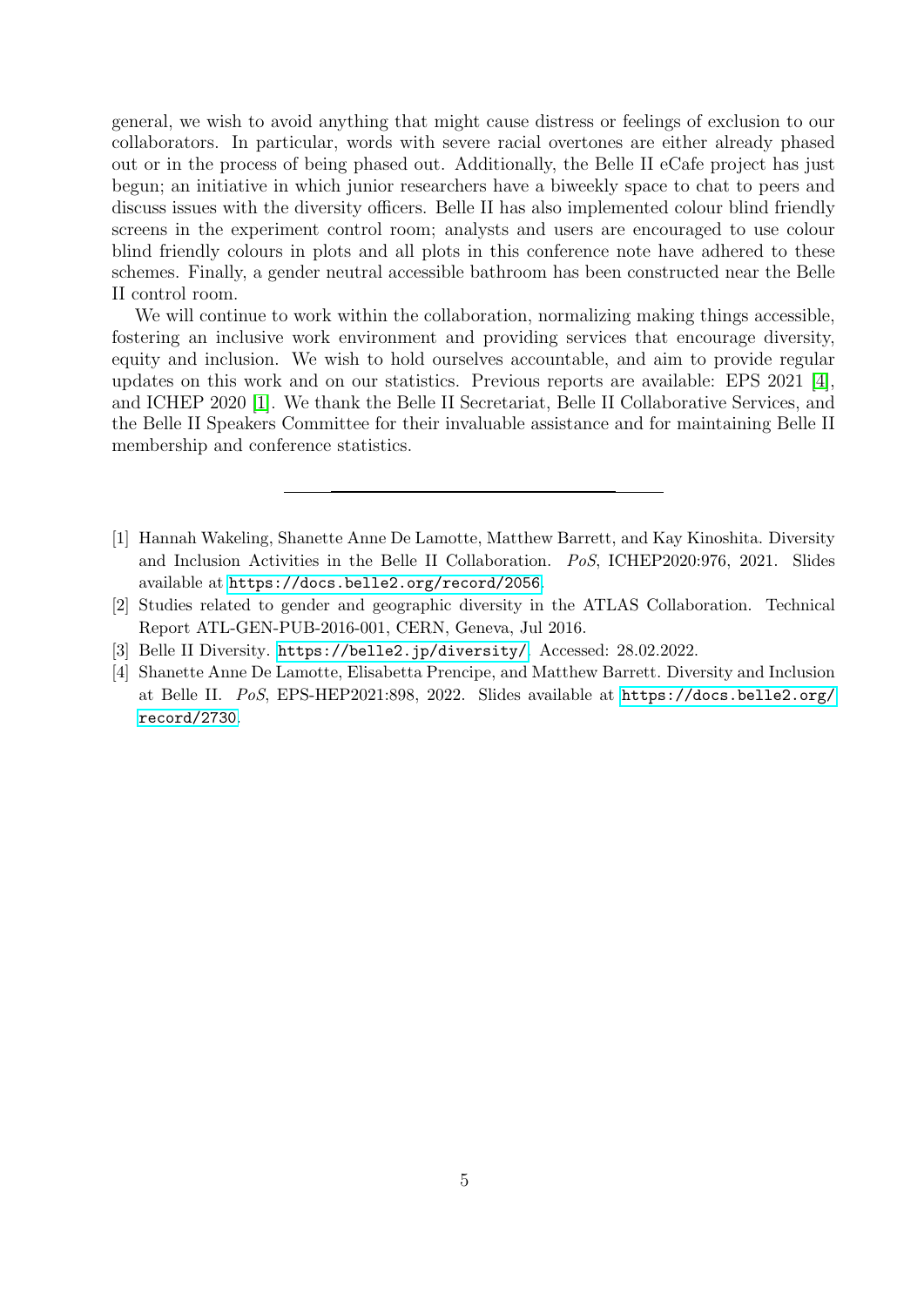general, we wish to avoid anything that might cause distress or feelings of exclusion to our collaborators. In particular, words with severe racial overtones are either already phased out or in the process of being phased out. Additionally, the Belle II eCafe project has just begun; an initiative in which junior researchers have a biweekly space to chat to peers and discuss issues with the diversity officers. Belle II has also implemented colour blind friendly screens in the experiment control room; analysts and users are encouraged to use colour blind friendly colours in plots and all plots in this conference note have adhered to these schemes. Finally, a gender neutral accessible bathroom has been constructed near the Belle II control room.

We will continue to work within the collaboration, normalizing making things accessible, fostering an inclusive work environment and providing services that encourage diversity, equity and inclusion. We wish to hold ourselves accountable, and aim to provide regular updates on this work and on our statistics. Previous reports are available: EPS 2021 [4], and ICHEP 2020 [1]. We thank the Belle II Secretariat, Belle II Collaborative Services, and the Belle II Speakers Committee for their invaluable assistance and for maintaining Belle II membership and conference statistics.

---

[1] Hannah Wakeling, Shanette Anne De Lamotte, Matthew Barrett, and Kay Kinoshita. Diversity and Inclusion Activities in the Belle II Collaboration. *PoS*, ICHEP2020:976, 2021. Slides available at https://docs.belle2.org/record/2056.

[2] Studies related to gender and geographic diversity in the ATLAS Collaboration. Technical Report ATL-GEN-PUB-2016-001, CERN, Geneva, Jul 2016.

[3] Belle II Diversity. https://belle2.jp/diversity/. Accessed: 28.02.2022.

[4] Shanette Anne De Lamotte, Elisabetta Prencipe, and Matthew Barrett. Diversity and Inclusion at Belle II. *PoS*, EPS-HEP2021:898, 2022. Slides available at https://docs.belle2.org/record/2730.